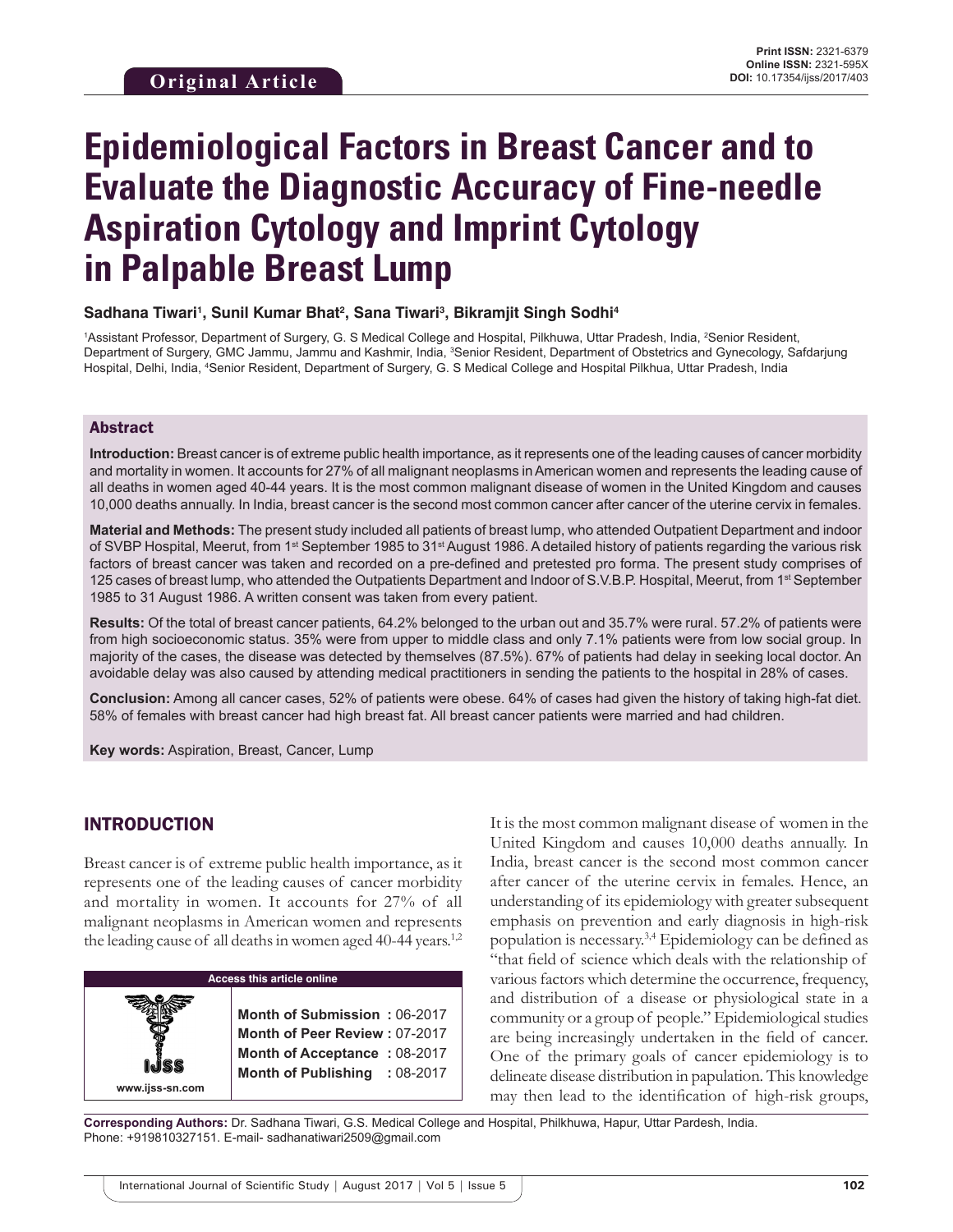**Original Article**

Print ISSN: 2321-6379
Online ISSN: 2321-595X
DOI: 10.17354/ijss/2017/403

# Epidemiological Factors in Breast Cancer and to Evaluate the Diagnostic Accuracy of Fine-needle Aspiration Cytology and Imprint Cytology in Palpable Breast Lump

**Sadhana Tiwari[1], Sunil Kumar Bhat[2], Sana Tiwari[3], Bikramjit Singh Sodhi[4]**

[1]Assistant Professor, Department of Surgery, G. S Medical College and Hospital, Pilkhuwa, Uttar Pradesh, India, [2]Senior Resident, Department of Surgery, GMC Jammu, Jammu and Kashmir, India, [3]Senior Resident, Department of Obstetrics and Gynecology, Safdarjung Hospital, Delhi, India, [4]Senior Resident, Department of Surgery, G. S Medical College and Hospital Pilkhua, Uttar Pradesh, India

## Abstract

**Introduction:** Breast cancer is of extreme public health importance, as it represents one of the leading causes of cancer morbidity and mortality in women. It accounts for 27% of all malignant neoplasms in American women and represents the leading cause of all deaths in women aged 40-44 years. It is the most common malignant disease of women in the United Kingdom and causes 10,000 deaths annually. In India, breast cancer is the second most common cancer after cancer of the uterine cervix in females.

**Material and Methods:** The present study included all patients of breast lump, who attended Outpatient Department and indoor of SVBP Hospital, Meerut, from 1st September 1985 to 31st August 1986. A detailed history of patients regarding the various risk factors of breast cancer was taken and recorded on a pre-defined and pretested pro forma. The present study comprises of 125 cases of breast lump, who attended the Outpatients Department and Indoor of S.V.B.P. Hospital, Meerut, from 1st September 1985 to 31 August 1986. A written consent was taken from every patient.

**Results:** Of the total of breast cancer patients, 64.2% belonged to the urban out and 35.7% were rural. 57.2% of patients were from high socioeconomic status. 35% were from upper to middle class and only 7.1% patients were from low social group. In majority of the cases, the disease was detected by themselves (87.5%). 67% of patients had delay in seeking local doctor. An avoidable delay was also caused by attending medical practitioners in sending the patients to the hospital in 28% of cases.

**Conclusion:** Among all cancer cases, 52% of patients were obese. 64% of cases had given the history of taking high-fat diet. 58% of females with breast cancer had high breast fat. All breast cancer patients were married and had children.

**Key words:** Aspiration, Breast, Cancer, Lump

## INTRODUCTION

Breast cancer is of extreme public health importance, as it represents one of the leading causes of cancer morbidity and mortality in women. It accounts for 27% of all malignant neoplasms in American women and represents the leading cause of all deaths in women aged 40-44 years.[1,2] It is the most common malignant disease of women in the United Kingdom and causes 10,000 deaths annually. In India, breast cancer is the second most common cancer after cancer of the uterine cervix in females. Hence, an understanding of its epidemiology with greater subsequent emphasis on prevention and early diagnosis in high-risk population is necessary.[3,4] Epidemiology can be defined as "that field of science which deals with the relationship of various factors which determine the occurrence, frequency, and distribution of a disease or physiological state in a community or a group of people." Epidemiological studies are being increasingly undertaken in the field of cancer. One of the primary goals of cancer epidemiology is to delineate disease distribution in papulation. This knowledge may then lead to the identification of high-risk groups,

| Access this article online | |
|---|---|
| www.ijss-sn.com | Month of Submission : 06-2017<br>Month of Peer Review : 07-2017<br>Month of Acceptance : 08-2017<br>Month of Publishing : 08-2017 |

**Corresponding Authors:** Dr. Sadhana Tiwari, G.S. Medical College and Hospital, Philkhuwa, Hapur, Uttar Pardesh, India. Phone: +919810327151. E-mail- sadhanatiwari2509@gmail.com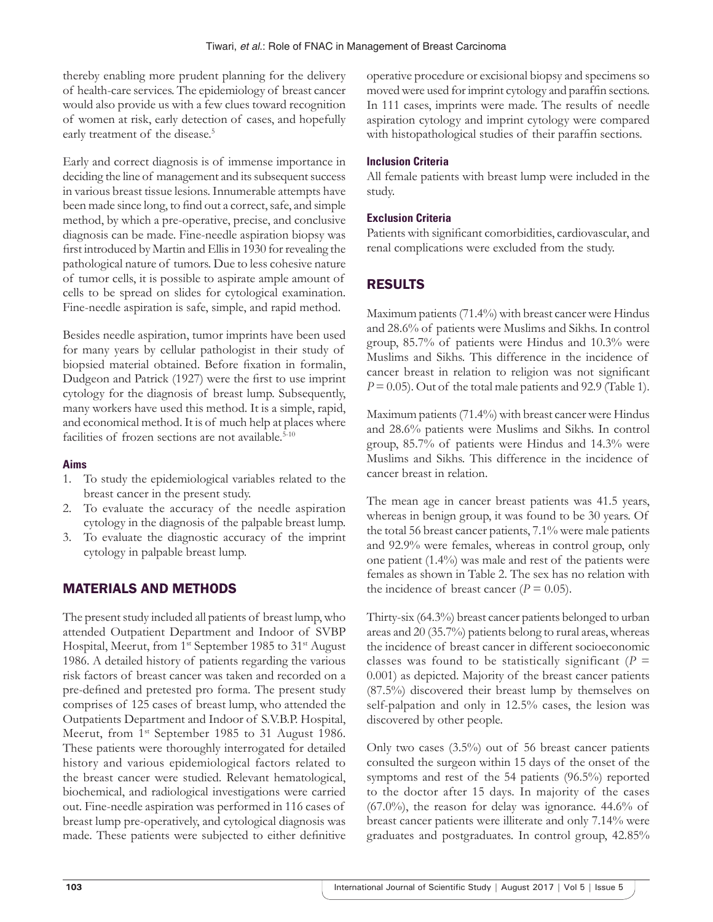thereby enabling more prudent planning for the delivery of health-care services. The epidemiology of breast cancer would also provide us with a few clues toward recognition of women at risk, early detection of cases, and hopefully early treatment of the disease.[5]

Early and correct diagnosis is of immense importance in deciding the line of management and its subsequent success in various breast tissue lesions. Innumerable attempts have been made since long, to find out a correct, safe, and simple method, by which a pre-operative, precise, and conclusive diagnosis can be made. Fine-needle aspiration biopsy was first introduced by Martin and Ellis in 1930 for revealing the pathological nature of tumors. Due to less cohesive nature of tumor cells, it is possible to aspirate ample amount of cells to be spread on slides for cytological examination. Fine-needle aspiration is safe, simple, and rapid method.

Besides needle aspiration, tumor imprints have been used for many years by cellular pathologist in their study of biopsied material obtained. Before fixation in formalin, Dudgeon and Patrick (1927) were the first to use imprint cytology for the diagnosis of breast lump. Subsequently, many workers have used this method. It is a simple, rapid, and economical method. It is of much help at places where facilities of frozen sections are not available.[5-10]

#### Aims

1. To study the epidemiological variables related to the breast cancer in the present study.
2. To evaluate the accuracy of the needle aspiration cytology in the diagnosis of the palpable breast lump.
3. To evaluate the diagnostic accuracy of the imprint cytology in palpable breast lump.

## MATERIALS AND METHODS

The present study included all patients of breast lump, who attended Outpatient Department and Indoor of SVBP Hospital, Meerut, from 1st September 1985 to 31st August 1986. A detailed history of patients regarding the various risk factors of breast cancer was taken and recorded on a pre-defined and pretested pro forma. The present study comprises of 125 cases of breast lump, who attended the Outpatients Department and Indoor of S.V.B.P. Hospital, Meerut, from 1st September 1985 to 31 August 1986. These patients were thoroughly interrogated for detailed history and various epidemiological factors related to the breast cancer were studied. Relevant hematological, biochemical, and radiological investigations were carried out. Fine-needle aspiration was performed in 116 cases of breast lump pre-operatively, and cytological diagnosis was made. These patients were subjected to either definitive operative procedure or excisional biopsy and specimens so moved were used for imprint cytology and paraffin sections. In 111 cases, imprints were made. The results of needle aspiration cytology and imprint cytology were compared with histopathological studies of their paraffin sections.

#### Inclusion Criteria

All female patients with breast lump were included in the study.

#### Exclusion Criteria

Patients with significant comorbidities, cardiovascular, and renal complications were excluded from the study.

## RESULTS

Maximum patients (71.4%) with breast cancer were Hindus and 28.6% of patients were Muslims and Sikhs. In control group, 85.7% of patients were Hindus and 10.3% were Muslims and Sikhs. This difference in the incidence of cancer breast in relation to religion was not significant $P = 0.05$). Out of the total male patients and 92.9 (Table 1).

Maximum patients (71.4%) with breast cancer were Hindus and 28.6% patients were Muslims and Sikhs. In control group, 85.7% of patients were Hindus and 14.3% were Muslims and Sikhs. This difference in the incidence of cancer breast in relation.

The mean age in cancer breast patients was 41.5 years, whereas in benign group, it was found to be 30 years. Of the total 56 breast cancer patients, 7.1% were male patients and 92.9% were females, whereas in control group, only one patient (1.4%) was male and rest of the patients were females as shown in Table 2. The sex has no relation with the incidence of breast cancer ($P = 0.05$).

Thirty-six (64.3%) breast cancer patients belonged to urban areas and 20 (35.7%) patients belong to rural areas, whereas the incidence of breast cancer in different socioeconomic classes was found to be statistically significant ($P = 0.001$) as depicted. Majority of the breast cancer patients (87.5%) discovered their breast lump by themselves on self-palpation and only in 12.5% cases, the lesion was discovered by other people.

Only two cases (3.5%) out of 56 breast cancer patients consulted the surgeon within 15 days of the onset of the symptoms and rest of the 54 patients (96.5%) reported to the doctor after 15 days. In majority of the cases (67.0%), the reason for delay was ignorance. 44.6% of breast cancer patients were illiterate and only 7.14% were graduates and postgraduates. In control group, 42.85%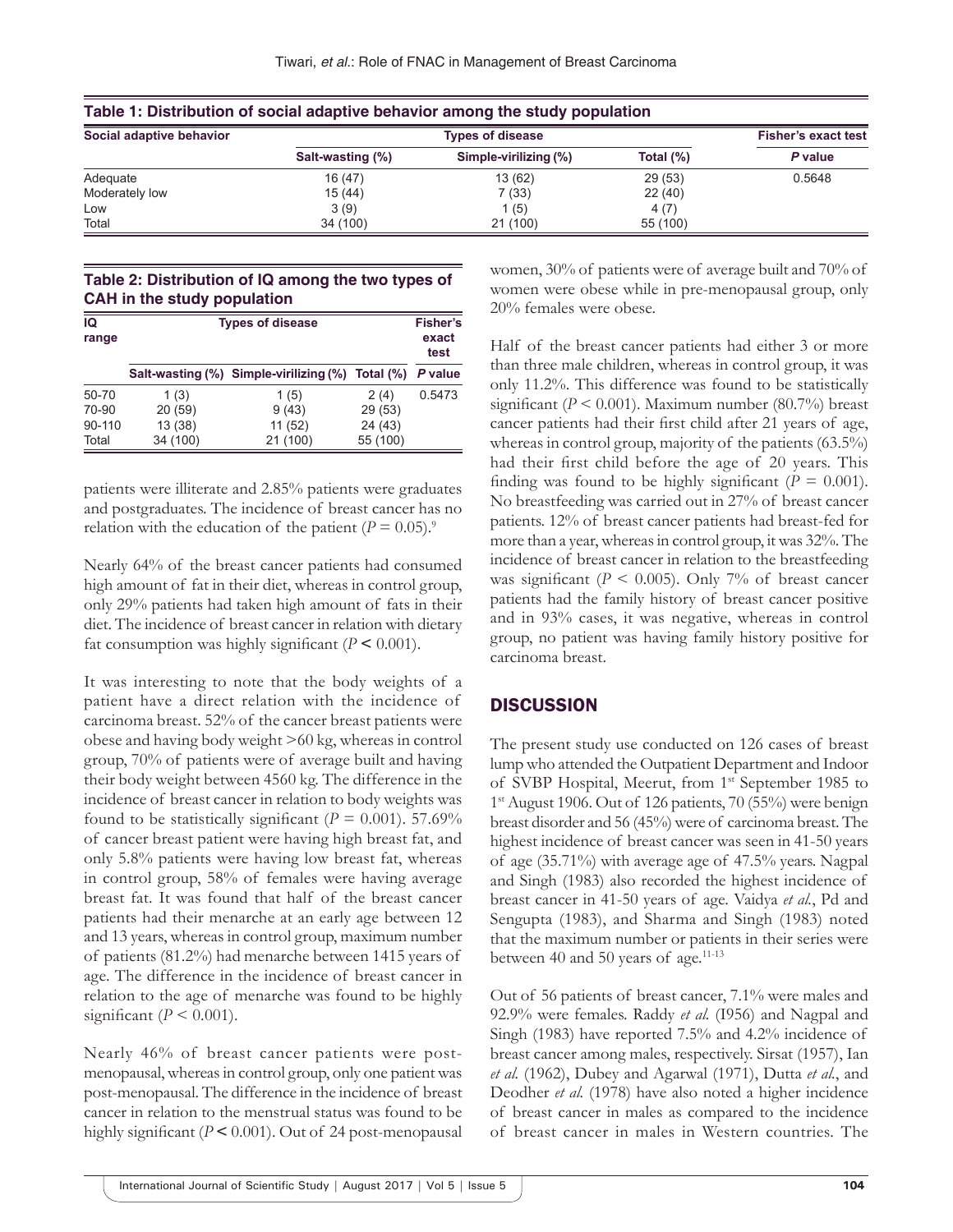**Table 1: Distribution of social adaptive behavior among the study population**

| Social adaptive behavior | Types of disease | | | Fisher's exact test |
|---|---|---|---|---|
| | Salt-wasting (%) | Simple-virilizing (%) | Total (%) | P value |
| Adequate | 16 (47) | 13 (62) | 29 (53) | 0.5648 |
| Moderately low | 15 (44) | 7 (33) | 22 (40) | |
| Low | 3 (9) | 1 (5) | 4 (7) | |
| Total | 34 (100) | 21 (100) | 55 (100) | |

**Table 2: Distribution of IQ among the two types of CAH in the study population**

| IQ range | Types of disease | | | Fisher's exact test |
|---|---|---|---|---|
| | Salt-wasting (%) | Simple-virilizing (%) | Total (%) | P value |
| 50-70 | 1 (3) | 1 (5) | 2 (4) | 0.5473 |
| 70-90 | 20 (59) | 9 (43) | 29 (53) | |
| 90-110 | 13 (38) | 11 (52) | 24 (43) | |
| Total | 34 (100) | 21 (100) | 55 (100) | |

patients were illiterate and 2.85% patients were graduates and postgraduates. The incidence of breast cancer has no relation with the education of the patient ($P = 0.05$).[9]

Nearly 64% of the breast cancer patients had consumed high amount of fat in their diet, whereas in control group, only 29% patients had taken high amount of fats in their diet. The incidence of breast cancer in relation with dietary fat consumption was highly significant ($P < 0.001$).

It was interesting to note that the body weights of a patient have a direct relation with the incidence of carcinoma breast. 52% of the cancer breast patients were obese and having body weight >60 kg, whereas in control group, 70% of patients were of average built and having their body weight between 4560 kg. The difference in the incidence of breast cancer in relation to body weights was found to be statistically significant ($P = 0.001$). 57.69% of cancer breast patient were having high breast fat, and only 5.8% patients were having low breast fat, whereas in control group, 58% of females were having average breast fat. It was found that half of the breast cancer patients had their menarche at an early age between 12 and 13 years, whereas in control group, maximum number of patients (81.2%) had menarche between 1415 years of age. The difference in the incidence of breast cancer in relation to the age of menarche was found to be highly significant ($P < 0.001$).

Nearly 46% of breast cancer patients were post-menopausal, whereas in control group, only one patient was post-menopausal. The difference in the incidence of breast cancer in relation to the menstrual status was found to be highly significant ($P < 0.001$). Out of 24 post-menopausal women, 30% of patients were of average built and 70% of women were obese while in pre-menopausal group, only 20% females were obese.

Half of the breast cancer patients had either 3 or more than three male children, whereas in control group, it was only 11.2%. This difference was found to be statistically significant ($P < 0.001$). Maximum number (80.7%) breast cancer patients had their first child after 21 years of age, whereas in control group, majority of the patients (63.5%) had their first child before the age of 20 years. This finding was found to be highly significant ($P = 0.001$). No breastfeeding was carried out in 27% of breast cancer patients. 12% of breast cancer patients had breast-fed for more than a year, whereas in control group, it was 32%. The incidence of breast cancer in relation to the breastfeeding was significant ($P < 0.005$). Only 7% of breast cancer patients had the family history of breast cancer positive and in 93% cases, it was negative, whereas in control group, no patient was having family history positive for carcinoma breast.

## DISCUSSION

The present study use conducted on 126 cases of breast lump who attended the Outpatient Department and Indoor of SVBP Hospital, Meerut, from 1st September 1985 to 1st August 1906. Out of 126 patients, 70 (55%) were benign breast disorder and 56 (45%) were of carcinoma breast. The highest incidence of breast cancer was seen in 41-50 years of age (35.71%) with average age of 47.5% years. Nagpal and Singh (1983) also recorded the highest incidence of breast cancer in 41-50 years of age. Vaidya *et al.*, Pd and Sengupta (1983), and Sharma and Singh (1983) noted that the maximum number or patients in their series were between 40 and 50 years of age.[11-13]

Out of 56 patients of breast cancer, 7.1% were males and 92.9% were females. Raddy *et al.* (I956) and Nagpal and Singh (1983) have reported 7.5% and 4.2% incidence of breast cancer among males, respectively. Sirsat (1957), Ian *et al.* (1962), Dubey and Agarwal (1971), Dutta *et al.*, and Deodher *et al.* (1978) have also noted a higher incidence of breast cancer in males as compared to the incidence of breast cancer in males in Western countries. The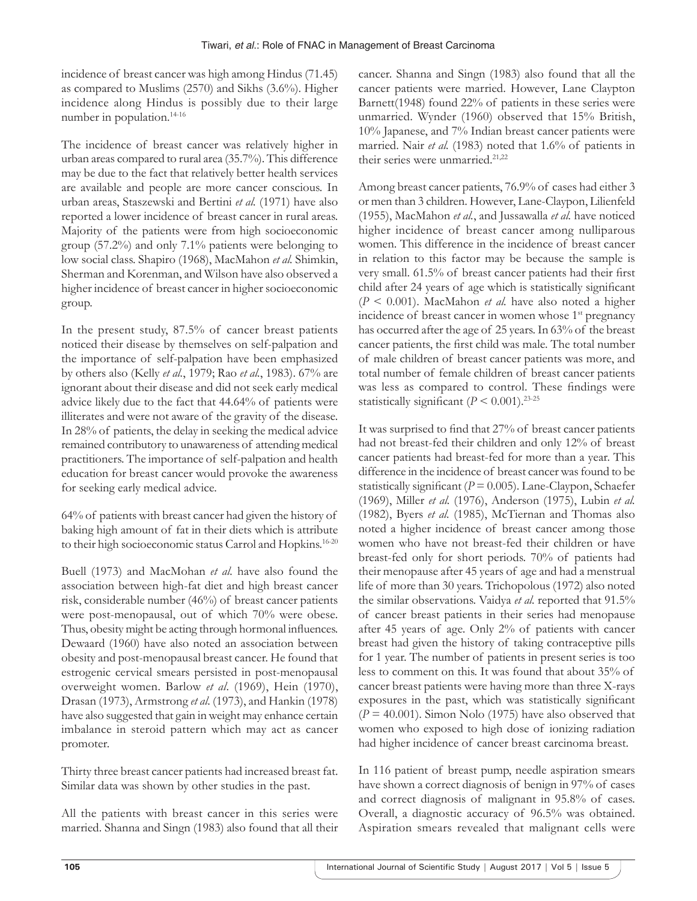incidence of breast cancer was high among Hindus (71.45) as compared to Muslims (2570) and Sikhs (3.6%). Higher incidence along Hindus is possibly due to their large number in population.[14-16]

The incidence of breast cancer was relatively higher in urban areas compared to rural area (35.7%). This difference may be due to the fact that relatively better health services are available and people are more cancer conscious. In urban areas, Staszewski and Bertini *et al.* (1971) have also reported a lower incidence of breast cancer in rural areas. Majority of the patients were from high socioeconomic group (57.2%) and only 7.1% patients were belonging to low social class. Shapiro (1968), MacMahon *et al.* Shimkin, Sherman and Korenman, and Wilson have also observed a higher incidence of breast cancer in higher socioeconomic group.

In the present study, 87.5% of cancer breast patients noticed their disease by themselves on self-palpation and the importance of self-palpation have been emphasized by others also (Kelly *et al.*, 1979; Rao *et al.*, 1983). 67% are ignorant about their disease and did not seek early medical advice likely due to the fact that 44.64% of patients were illiterates and were not aware of the gravity of the disease. In 28% of patients, the delay in seeking the medical advice remained contributory to unawareness of attending medical practitioners. The importance of self-palpation and health education for breast cancer would provoke the awareness for seeking early medical advice.

64% of patients with breast cancer had given the history of baking high amount of fat in their diets which is attribute to their high socioeconomic status Carrol and Hopkins.[16-20]

Buell (1973) and MacMohan *et al.* have also found the association between high-fat diet and high breast cancer risk, considerable number (46%) of breast cancer patients were post-menopausal, out of which 70% were obese. Thus, obesity might be acting through hormonal influences. Dewaard (1960) have also noted an association between obesity and post-menopausal breast cancer. He found that estrogenic cervical smears persisted in post-menopausal overweight women. Barlow *et al*. (1969), Hein (1970), Drasan (1973), Armstrong *et al*. (1973), and Hankin (1978) have also suggested that gain in weight may enhance certain imbalance in steroid pattern which may act as cancer promoter.

Thirty three breast cancer patients had increased breast fat. Similar data was shown by other studies in the past.

All the patients with breast cancer in this series were married. Shanna and Singn (1983) also found that all their cancer. Shanna and Singn (1983) also found that all the cancer patients were married. However, Lane Claypton Barnett(1948) found 22% of patients in these series were unmarried. Wynder (1960) observed that 15% British, 10% Japanese, and 7% Indian breast cancer patients were married. Nair *et al.* (1983) noted that 1.6% of patients in their series were unmarried.[21,22]

Among breast cancer patients, 76.9% of cases had either 3 or men than 3 children. However, Lane-Claypon, Lilienfeld (1955), MacMahon *et al.*, and Jussawalla *et al.* have noticed higher incidence of breast cancer among nulliparous women. This difference in the incidence of breast cancer in relation to this factor may be because the sample is very small. 61.5% of breast cancer patients had their first child after 24 years of age which is statistically significant ($P < 0.001$). MacMahon *et al.* have also noted a higher incidence of breast cancer in women whose 1st pregnancy has occurred after the age of 25 years. In 63% of the breast cancer patients, the first child was male. The total number of male children of breast cancer patients was more, and total number of female children of breast cancer patients was less as compared to control. These findings were statistically significant ($P < 0.001$).[23-25]

It was surprised to find that 27% of breast cancer patients had not breast-fed their children and only 12% of breast cancer patients had breast-fed for more than a year. This difference in the incidence of breast cancer was found to be statistically significant ($P = 0.005$). Lane-Claypon, Schaefer (1969), Miller *et al.* (1976), Anderson (1975), Lubin *et al.* (1982), Byers *et al.* (1985), McTiernan and Thomas also noted a higher incidence of breast cancer among those women who have not breast-fed their children or have breast-fed only for short periods. 70% of patients had their menopause after 45 years of age and had a menstrual life of more than 30 years. Trichopolous (1972) also noted the similar observations. Vaidya *et al.* reported that 91.5% of cancer breast patients in their series had menopause after 45 years of age. Only 2% of patients with cancer breast had given the history of taking contraceptive pills for 1 year. The number of patients in present series is too less to comment on this. It was found that about 35% of cancer breast patients were having more than three X-rays exposures in the past, which was statistically significant ($P = 40.001$). Simon Nolo (1975) have also observed that women who exposed to high dose of ionizing radiation had higher incidence of cancer breast carcinoma breast.

In 116 patient of breast pump, needle aspiration smears have shown a correct diagnosis of benign in 97% of cases and correct diagnosis of malignant in 95.8% of cases. Overall, a diagnostic accuracy of 96.5% was obtained. Aspiration smears revealed that malignant cells were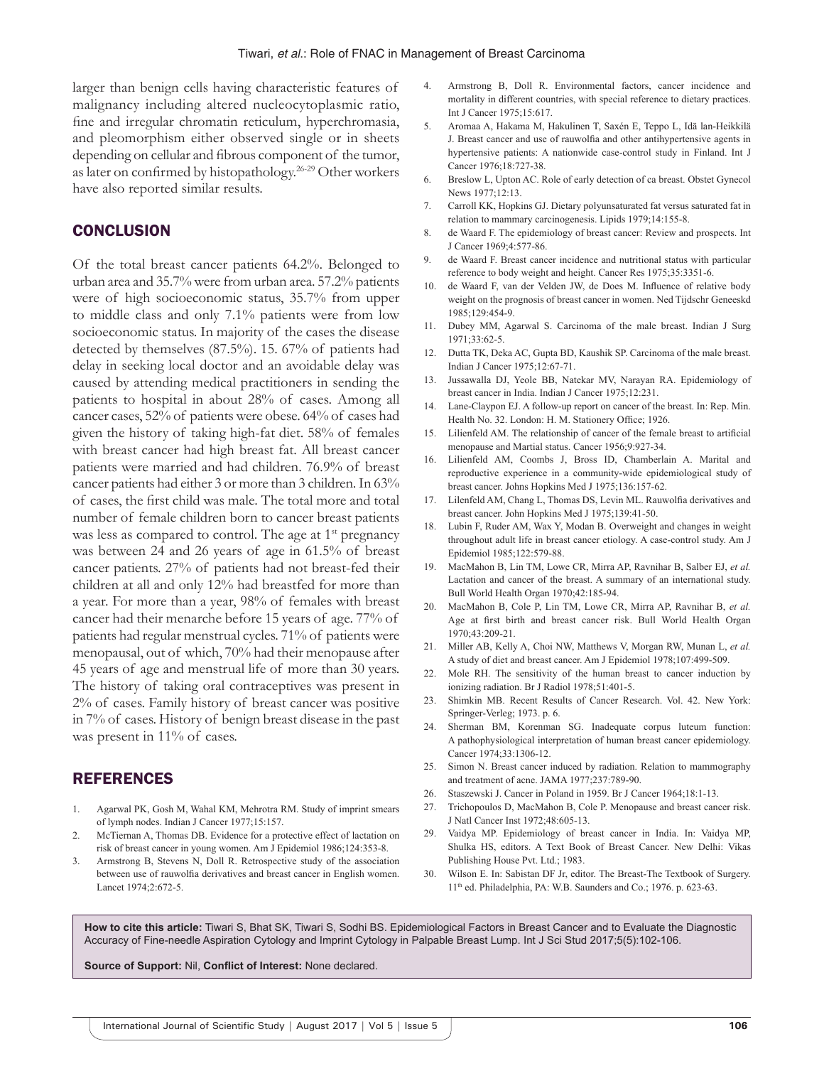larger than benign cells having characteristic features of malignancy including altered nucleocytoplasmic ratio, fine and irregular chromatin reticulum, hyperchromasia, and pleomorphism either observed single or in sheets depending on cellular and fibrous component of the tumor, as later on confirmed by histopathology.[26-29] Other workers have also reported similar results.

## CONCLUSION

Of the total breast cancer patients 64.2%. Belonged to urban area and 35.7% were from urban area. 57.2% patients were of high socioeconomic status, 35.7% from upper to middle class and only 7.1% patients were from low socioeconomic status. In majority of the cases the disease detected by themselves (87.5%). 15. 67% of patients had delay in seeking local doctor and an avoidable delay was caused by attending medical practitioners in sending the patients to hospital in about 28% of cases. Among all cancer cases, 52% of patients were obese. 64% of cases had given the history of taking high-fat diet. 58% of females with breast cancer had high breast fat. All breast cancer patients were married and had children. 76.9% of breast cancer patients had either 3 or more than 3 children. In 63% of cases, the first child was male. The total more and total number of female children born to cancer breast patients was less as compared to control. The age at 1st pregnancy was between 24 and 26 years of age in 61.5% of breast cancer patients. 27% of patients had not breast-fed their children at all and only 12% had breastfed for more than a year. For more than a year, 98% of females with breast cancer had their menarche before 15 years of age. 77% of patients had regular menstrual cycles. 71% of patients were menopausal, out of which, 70% had their menopause after 45 years of age and menstrual life of more than 30 years. The history of taking oral contraceptives was present in 2% of cases. Family history of breast cancer was positive in 7% of cases. History of benign breast disease in the past was present in 11% of cases.

## REFERENCES

1. Agarwal PK, Gosh M, Wahal KM, Mehrotra RM. Study of imprint smears of lymph nodes. Indian J Cancer 1977;15:157.
2. McTiernan A, Thomas DB. Evidence for a protective effect of lactation on risk of breast cancer in young women. Am J Epidemiol 1986;124:353-8.
3. Armstrong B, Stevens N, Doll R. Retrospective study of the association between use of rauwolfia derivatives and breast cancer in English women. Lancet 1974;2:672-5.
4. Armstrong B, Doll R. Environmental factors, cancer incidence and mortality in different countries, with special reference to dietary practices. Int J Cancer 1975;15:617.
5. Aromaa A, Hakama M, Hakulinen T, Saxén E, Teppo L, Idä lan-Heikkilä J. Breast cancer and use of rauwolfia and other antihypertensive agents in hypertensive patients: A nationwide case-control study in Finland. Int J Cancer 1976;18:727-38.
6. Breslow L, Upton AC. Role of early detection of ca breast. Obstet Gynecol News 1977;12:13.
7. Carroll KK, Hopkins GJ. Dietary polyunsaturated fat versus saturated fat in relation to mammary carcinogenesis. Lipids 1979;14:155-8.
8. de Waard F. The epidemiology of breast cancer: Review and prospects. Int J Cancer 1969;4:577-86.
9. de Waard F. Breast cancer incidence and nutritional status with particular reference to body weight and height. Cancer Res 1975;35:3351-6.
10. de Waard F, van der Velden JW, de Does M. Influence of relative body weight on the prognosis of breast cancer in women. Ned Tijdschr Geneeskd 1985;129:454-9.
11. Dubey MM, Agarwal S. Carcinoma of the male breast. Indian J Surg 1971;33:62-5.
12. Dutta TK, Deka AC, Gupta BD, Kaushik SP. Carcinoma of the male breast. Indian J Cancer 1975;12:67-71.
13. Jussawalla DJ, Yeole BB, Natekar MV, Narayan RA. Epidemiology of breast cancer in India. Indian J Cancer 1975;12:231.
14. Lane-Claypon EJ. A follow-up report on cancer of the breast. In: Rep. Min. Health No. 32. London: H. M. Stationery Office; 1926.
15. Lilienfeld AM. The relationship of cancer of the female breast to artificial menopause and Martial status. Cancer 1956;9:927-34.
16. Lilienfeld AM, Coombs J, Bross ID, Chamberlain A. Marital and reproductive experience in a community-wide epidemiological study of breast cancer. Johns Hopkins Med J 1975;136:157-62.
17. Lilenfeld AM, Chang L, Thomas DS, Levin ML. Rauwolfia derivatives and breast cancer. John Hopkins Med J 1975;139:41-50.
18. Lubin F, Ruder AM, Wax Y, Modan B. Overweight and changes in weight throughout adult life in breast cancer etiology. A case-control study. Am J Epidemiol 1985;122:579-88.
19. MacMahon B, Lin TM, Lowe CR, Mirra AP, Ravnihar B, Salber EJ, *et al.* Lactation and cancer of the breast. A summary of an international study. Bull World Health Organ 1970;42:185-94.
20. MacMahon B, Cole P, Lin TM, Lowe CR, Mirra AP, Ravnihar B, *et al.* Age at first birth and breast cancer risk. Bull World Health Organ 1970;43:209-21.
21. Miller AB, Kelly A, Choi NW, Matthews V, Morgan RW, Munan L, *et al.* A study of diet and breast cancer. Am J Epidemiol 1978;107:499-509.
22. Mole RH. The sensitivity of the human breast to cancer induction by ionizing radiation. Br J Radiol 1978;51:401-5.
23. Shimkin MB. Recent Results of Cancer Research. Vol. 42. New York: Springer-Verleg; 1973. p. 6.
24. Sherman BM, Korenman SG. Inadequate corpus luteum function: A pathophysiological interpretation of human breast cancer epidemiology. Cancer 1974;33:1306-12.
25. Simon N. Breast cancer induced by radiation. Relation to mammography and treatment of acne. JAMA 1977;237:789-90.
26. Staszewski J. Cancer in Poland in 1959. Br J Cancer 1964;18:1-13.
27. Trichopoulos D, MacMahon B, Cole P. Menopause and breast cancer risk. J Natl Cancer Inst 1972;48:605-13.
29. Vaidya MP. Epidemiology of breast cancer in India. In: Vaidya MP, Shulka HS, editors. A Text Book of Breast Cancer. New Delhi: Vikas Publishing House Pvt. Ltd.; 1983.
30. Wilson E. In: Sabistan DF Jr, editor. The Breast-The Textbook of Surgery. 11th ed. Philadelphia, PA: W.B. Saunders and Co.; 1976. p. 623-63.

**How to cite this article:** Tiwari S, Bhat SK, Tiwari S, Sodhi BS. Epidemiological Factors in Breast Cancer and to Evaluate the Diagnostic Accuracy of Fine-needle Aspiration Cytology and Imprint Cytology in Palpable Breast Lump. Int J Sci Stud 2017;5(5):102-106.

**Source of Support:** Nil, **Conflict of Interest:** None declared.